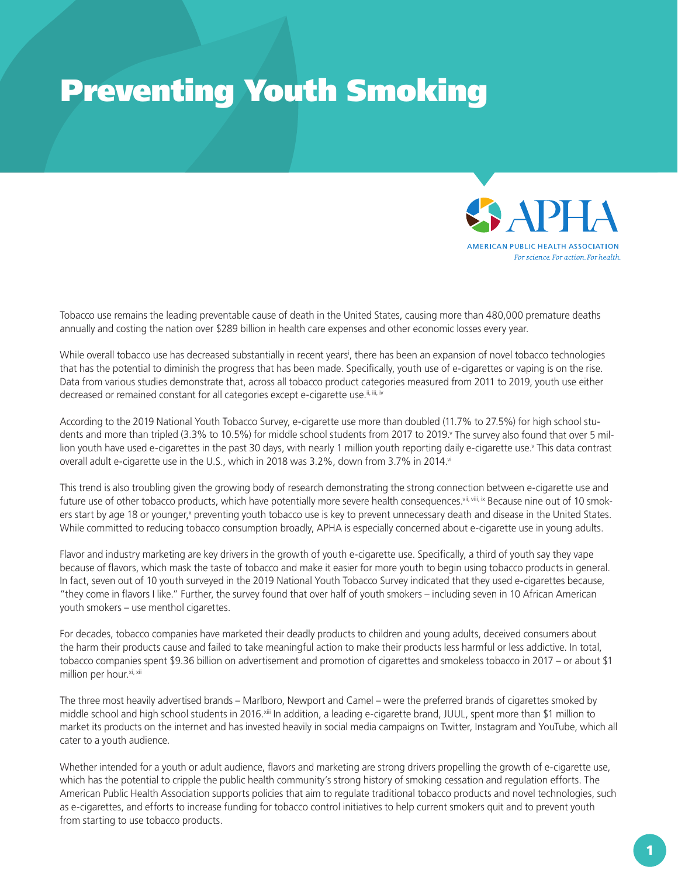# Preventing Youth Smoking

APHA
AMERICAN PUBLIC HEALTH ASSOCIATION
*For science. For action. For health.*

Tobacco use remains the leading preventable cause of death in the United States, causing more than 480,000 premature deaths annually and costing the nation over $289 billion in health care expenses and other economic losses every year.

While overall tobacco use has decreased substantially in recent years[i], there has been an expansion of novel tobacco technologies that has the potential to diminish the progress that has been made. Specifically, youth use of e-cigarettes or vaping is on the rise. Data from various studies demonstrate that, across all tobacco product categories measured from 2011 to 2019, youth use either decreased or remained constant for all categories except e-cigarette use.[ii, iii, iv]

According to the 2019 National Youth Tobacco Survey, e-cigarette use more than doubled (11.7% to 27.5%) for high school students and more than tripled (3.3% to 10.5%) for middle school students from 2017 to 2019.[v] The survey also found that over 5 million youth have used e-cigarettes in the past 30 days, with nearly 1 million youth reporting daily e-cigarette use.[v] This data contrast overall adult e-cigarette use in the U.S., which in 2018 was 3.2%, down from 3.7% in 2014.[vi]

This trend is also troubling given the growing body of research demonstrating the strong connection between e-cigarette use and future use of other tobacco products, which have potentially more severe health consequences.[vii, viii, ix] Because nine out of 10 smokers start by age 18 or younger,[x] preventing youth tobacco use is key to prevent unnecessary death and disease in the United States. While committed to reducing tobacco consumption broadly, APHA is especially concerned about e-cigarette use in young adults.

Flavor and industry marketing are key drivers in the growth of youth e-cigarette use. Specifically, a third of youth say they vape because of flavors, which mask the taste of tobacco and make it easier for more youth to begin using tobacco products in general. In fact, seven out of 10 youth surveyed in the 2019 National Youth Tobacco Survey indicated that they used e-cigarettes because, "they come in flavors I like." Further, the survey found that over half of youth smokers – including seven in 10 African American youth smokers – use menthol cigarettes.

For decades, tobacco companies have marketed their deadly products to children and young adults, deceived consumers about the harm their products cause and failed to take meaningful action to make their products less harmful or less addictive. In total, tobacco companies spent $9.36 billion on advertisement and promotion of cigarettes and smokeless tobacco in 2017 – or about $1 million per hour.[xi, xii]

The three most heavily advertised brands – Marlboro, Newport and Camel – were the preferred brands of cigarettes smoked by middle school and high school students in 2016.[xiii] In addition, a leading e-cigarette brand, JUUL, spent more than $1 million to market its products on the internet and has invested heavily in social media campaigns on Twitter, Instagram and YouTube, which all cater to a youth audience.

Whether intended for a youth or adult audience, flavors and marketing are strong drivers propelling the growth of e-cigarette use, which has the potential to cripple the public health community's strong history of smoking cessation and regulation efforts. The American Public Health Association supports policies that aim to regulate traditional tobacco products and novel technologies, such as e-cigarettes, and efforts to increase funding for tobacco control initiatives to help current smokers quit and to prevent youth from starting to use tobacco products.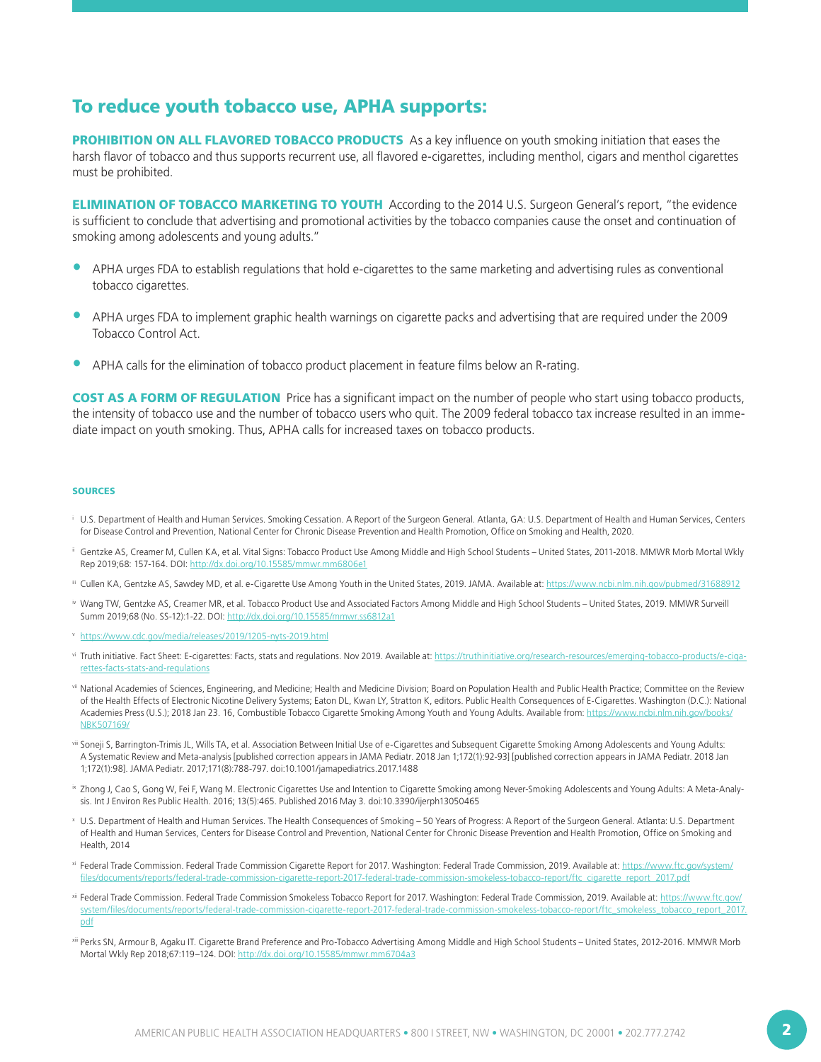## To reduce youth tobacco use, APHA supports:

**PROHIBITION ON ALL FLAVORED TOBACCO PRODUCTS** As a key influence on youth smoking initiation that eases the harsh flavor of tobacco and thus supports recurrent use, all flavored e-cigarettes, including menthol, cigars and menthol cigarettes must be prohibited.

**ELIMINATION OF TOBACCO MARKETING TO YOUTH** According to the 2014 U.S. Surgeon General's report, "the evidence is sufficient to conclude that advertising and promotional activities by the tobacco companies cause the onset and continuation of smoking among adolescents and young adults."

- APHA urges FDA to establish regulations that hold e-cigarettes to the same marketing and advertising rules as conventional tobacco cigarettes.
- APHA urges FDA to implement graphic health warnings on cigarette packs and advertising that are required under the 2009 Tobacco Control Act.
- APHA calls for the elimination of tobacco product placement in feature films below an R-rating.

**COST AS A FORM OF REGULATION** Price has a significant impact on the number of people who start using tobacco products, the intensity of tobacco use and the number of tobacco users who quit. The 2009 federal tobacco tax increase resulted in an immediate impact on youth smoking. Thus, APHA calls for increased taxes on tobacco products.

#### SOURCES

[i] U.S. Department of Health and Human Services. Smoking Cessation. A Report of the Surgeon General. Atlanta, GA: U.S. Department of Health and Human Services, Centers for Disease Control and Prevention, National Center for Chronic Disease Prevention and Health Promotion, Office on Smoking and Health, 2020.

[ii] Gentzke AS, Creamer M, Cullen KA, et al. Vital Signs: Tobacco Product Use Among Middle and High School Students – United States, 2011-2018. MMWR Morb Mortal Wkly Rep 2019;68: 157-164. DOI: http://dx.doi.org/10.15585/mmwr.mm6806e1

[iii] Cullen KA, Gentzke AS, Sawdey MD, et al. e-Cigarette Use Among Youth in the United States, 2019. JAMA. Available at: https://www.ncbi.nlm.nih.gov/pubmed/31688912

[iv] Wang TW, Gentzke AS, Creamer MR, et al. Tobacco Product Use and Associated Factors Among Middle and High School Students – United States, 2019. MMWR Surveill Summ 2019;68 (No. SS-12):1-22. DOI: http://dx.doi.org/10.15585/mmwr.ss6812a1

[v] https://www.cdc.gov/media/releases/2019/1205-nyts-2019.html

[vi] Truth initiative. Fact Sheet: E-cigarettes: Facts, stats and regulations. Nov 2019. Available at: https://truthinitiative.org/research-resources/emerging-tobacco-products/e-cigarettes-facts-stats-and-regulations

[vii] National Academies of Sciences, Engineering, and Medicine; Health and Medicine Division; Board on Population Health and Public Health Practice; Committee on the Review of the Health Effects of Electronic Nicotine Delivery Systems; Eaton DL, Kwan LY, Stratton K, editors. Public Health Consequences of E-Cigarettes. Washington (D.C.): National Academies Press (U.S.); 2018 Jan 23. 16, Combustible Tobacco Cigarette Smoking Among Youth and Young Adults. Available from: https://www.ncbi.nlm.nih.gov/books/NBK507169/

[viii] Soneji S, Barrington-Trimis JL, Wills TA, et al. Association Between Initial Use of e-Cigarettes and Subsequent Cigarette Smoking Among Adolescents and Young Adults: A Systematic Review and Meta-analysis [published correction appears in JAMA Pediatr. 2018 Jan 1;172(1):92-93] [published correction appears in JAMA Pediatr. 2018 Jan 1;172(1):98]. JAMA Pediatr. 2017;171(8):788-797. doi:10.1001/jamapediatrics.2017.1488

[ix] Zhong J, Cao S, Gong W, Fei F, Wang M. Electronic Cigarettes Use and Intention to Cigarette Smoking among Never-Smoking Adolescents and Young Adults: A Meta-Analysis. Int J Environ Res Public Health. 2016; 13(5):465. Published 2016 May 3. doi:10.3390/ijerph13050465

[x] U.S. Department of Health and Human Services. The Health Consequences of Smoking – 50 Years of Progress: A Report of the Surgeon General. Atlanta: U.S. Department of Health and Human Services, Centers for Disease Control and Prevention, National Center for Chronic Disease Prevention and Health Promotion, Office on Smoking and Health, 2014

[xi] Federal Trade Commission. Federal Trade Commission Cigarette Report for 2017. Washington: Federal Trade Commission, 2019. Available at: https://www.ftc.gov/system/files/documents/reports/federal-trade-commission-cigarette-report-2017-federal-trade-commission-smokeless-tobacco-report/ftc_cigarette_report_2017.pdf

[xii] Federal Trade Commission. Federal Trade Commission Smokeless Tobacco Report for 2017. Washington: Federal Trade Commission, 2019. Available at: https://www.ftc.gov/system/files/documents/reports/federal-trade-commission-cigarette-report-2017-federal-trade-commission-smokeless-tobacco-report/ftc_smokeless_tobacco_report_2017.pdf

[xiii] Perks SN, Armour B, Agaku IT. Cigarette Brand Preference and Pro-Tobacco Advertising Among Middle and High School Students – United States, 2012-2016. MMWR Morb Mortal Wkly Rep 2018;67:119–124. DOI: http://dx.doi.org/10.15585/mmwr.mm6704a3